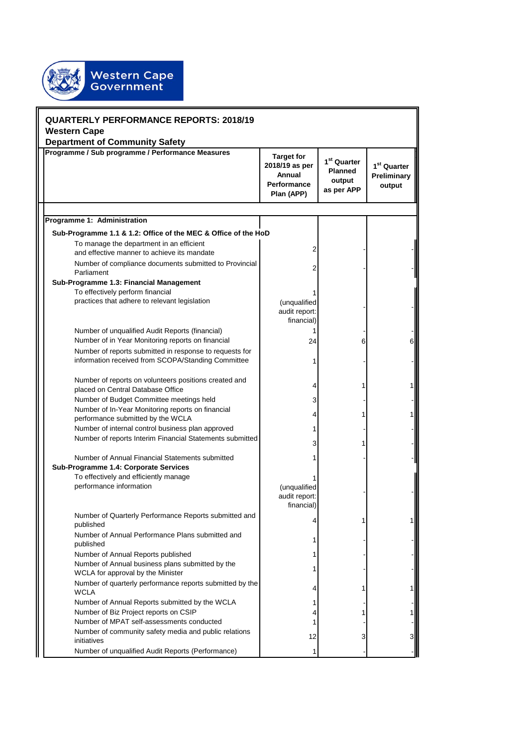Western Cape Government

## QUARTERLY PERFORMANCE REPORTS: 2018/19
### Western Cape
### Department of Community Safety

| Programme / Sub programme / Performance Measures | Target for 2018/19 as per Annual Performance Plan (APP) | 1st Quarter Planned output as per APP | 1st Quarter Preliminary output |
|---|---|---|---|
| **Programme 1: Administration** | | | |
| **Sub-Programme 1.1 & 1.2: Office of the MEC & Office of the HoD** | | | |
| To manage the department in an efficient and effective manner to achieve its mandate | 2 | - | - |
| Number of compliance documents submitted to Provincial Parliament | 2 | - | - |
| **Sub-Programme 1.3: Financial Management** | | | |
| To effectively perform financial practices that adhere to relevant legislation | 1 (unqualified audit report: financial) | - | - |
| Number of unqualified Audit Reports (financial) | 1 | - | - |
| Number of in Year Monitoring reports on financial | 24 | 6 | 6 |
| Number of reports submitted in response to requests for information received from SCOPA/Standing Committee | 1 | - | - |
| Number of reports on volunteers positions created and placed on Central Database Office | 4 | 1 | 1 |
| Number of Budget Committee meetings held | 3 | - | - |
| Number of In-Year Monitoring reports on financial performance submitted by the WCLA | 4 | 1 | 1 |
| Number of internal control business plan approved | 1 | - | - |
| Number of reports Interim Financial Statements submitted | 3 | 1 | - |
| Number of Annual Financial Statements submitted | 1 | - | - |
| **Sub-Programme 1.4: Corporate Services** | | | |
| To effectively and efficiently manage performance information | 1 (unqualified audit report: financial) | - | - |
| Number of Quarterly Performance Reports submitted and published | 4 | 1 | 1 |
| Number of Annual Performance Plans submitted and published | 1 | - | - |
| Number of Annual Reports published | 1 | - | - |
| Number of Annual business plans submitted by the WCLA for approval by the Minister | 1 | - | - |
| Number of quarterly performance reports submitted by the WCLA | 4 | 1 | 1 |
| Number of Annual Reports submitted by the WCLA | 1 | - | - |
| Number of Biz Project reports on CSIP | 4 | 1 | 1 |
| Number of MPAT self-assessments conducted | 1 | - | - |
| Number of community safety media and public relations initiatives | 12 | 3 | 3 |
| Number of unqualified Audit Reports (Performance) | 1 | - | - |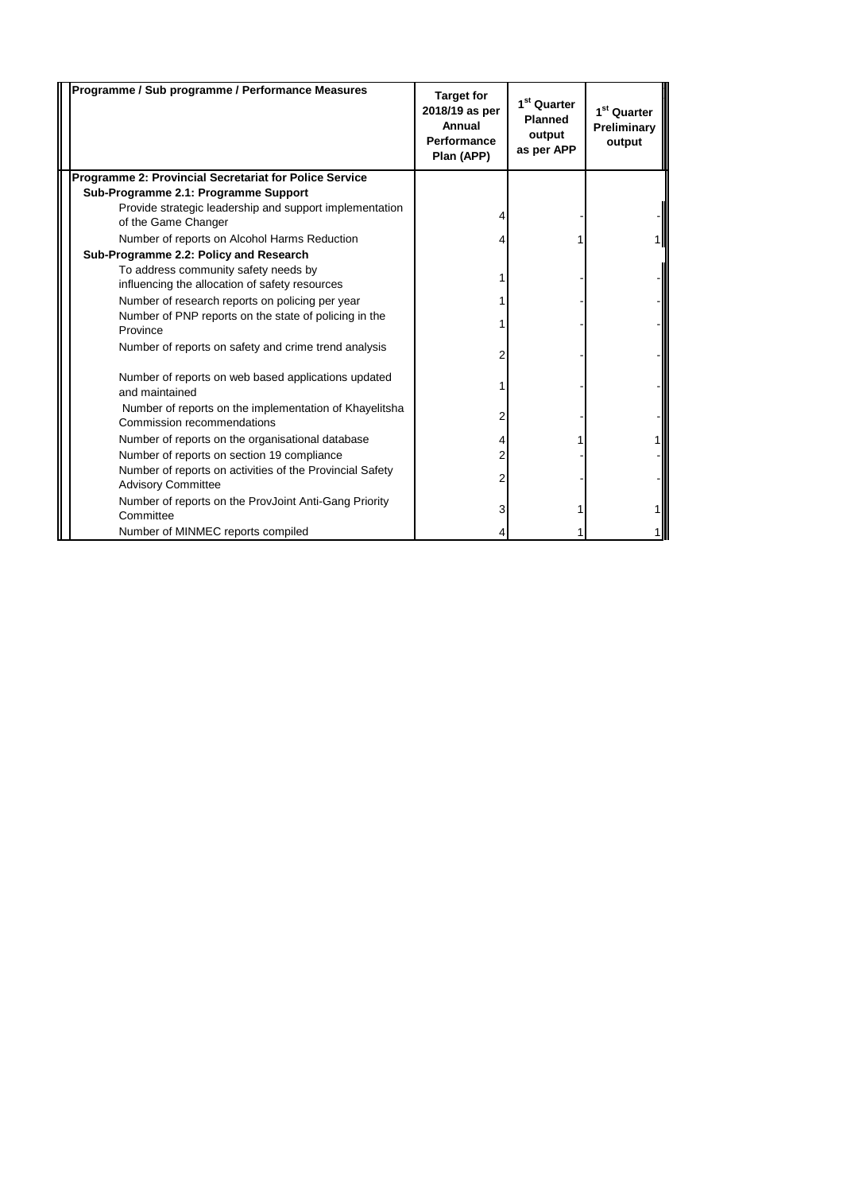| Programme / Sub programme / Performance Measures | Target for 2018/19 as per Annual Performance Plan (APP) | 1st Quarter Planned output as per APP | 1st Quarter Preliminary output |
|---|---|---|---|
| **Programme 2: Provincial Secretariat for Police Service** | | | |
| **Sub-Programme 2.1: Programme Support** | | | |
| Provide strategic leadership and support implementation of the Game Changer | 4 | - | - |
| Number of reports on Alcohol Harms Reduction | 4 | 1 | 1 |
| **Sub-Programme 2.2: Policy and Research** | | | |
| To address community safety needs by influencing the allocation of safety resources | 1 | - | - |
| Number of research reports on policing per year | 1 | - | - |
| Number of PNP reports on the state of policing in the Province | 1 | - | - |
| Number of reports on safety and crime trend analysis | 2 | - | - |
| Number of reports on web based applications updated and maintained | 1 | - | - |
| Number of reports on the implementation of Khayelitsha Commission recommendations | 2 | - | - |
| Number of reports on the organisational database | 4 | 1 | 1 |
| Number of reports on section 19 compliance | 2 | - | - |
| Number of reports on activities of the Provincial Safety Advisory Committee | 2 | - | - |
| Number of reports on the ProvJoint Anti-Gang Priority Committee | 3 | 1 | 1 |
| Number of MINMEC reports compiled | 4 | 1 | 1 |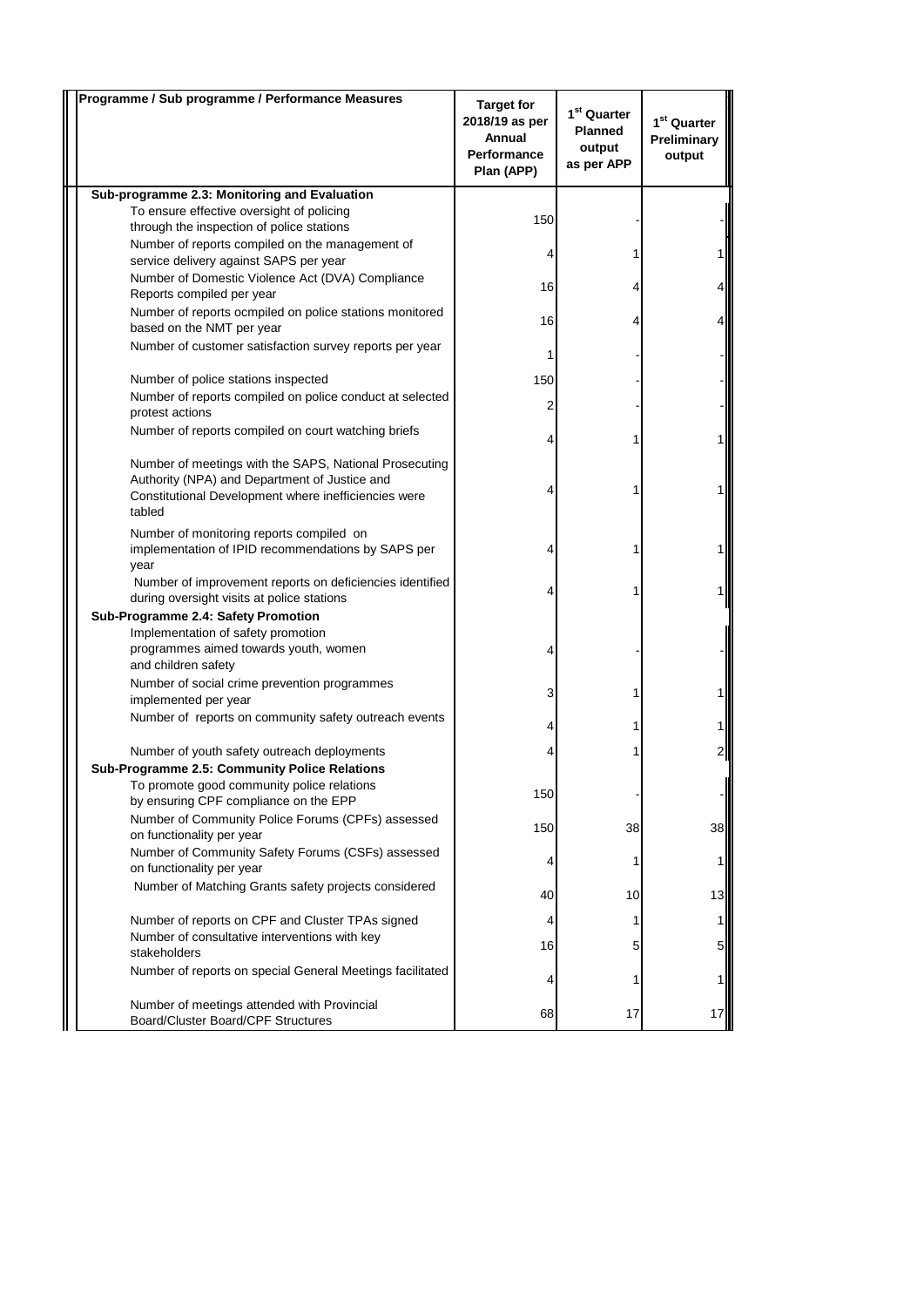| Programme / Sub programme / Performance Measures | Target for 2018/19 as per Annual Performance Plan (APP) | 1st Quarter Planned output as per APP | 1st Quarter Preliminary output |
|---|---|---|---|
| **Sub-programme 2.3: Monitoring and Evaluation** | | | |
| To ensure effective oversight of policing through the inspection of police stations | 150 | - | - |
| Number of reports compiled on the management of service delivery against SAPS per year | 4 | 1 | 1 |
| Number of Domestic Violence Act (DVA) Compliance Reports compiled per year | 16 | 4 | 4 |
| Number of reports ocmpiled on police stations monitored based on the NMT per year | 16 | 4 | 4 |
| Number of customer satisfaction survey reports per year | 1 | - | - |
| Number of police stations inspected | 150 | - | - |
| Number of reports compiled on police conduct at selected protest actions | 2 | - | - |
| Number of reports compiled on court watching briefs | 4 | 1 | 1 |
| Number of meetings with the SAPS, National Prosecuting Authority (NPA) and Department of Justice and Constitutional Development where inefficiencies were tabled | 4 | 1 | 1 |
| Number of monitoring reports compiled on implementation of IPID recommendations by SAPS per year | 4 | 1 | 1 |
| Number of improvement reports on deficiencies identified during oversight visits at police stations | 4 | 1 | 1 |
| **Sub-Programme 2.4: Safety Promotion** | | | |
| Implementation of safety promotion programmes aimed towards youth, women and children safety | 4 | - | - |
| Number of social crime prevention programmes implemented per year | 3 | 1 | 1 |
| Number of reports on community safety outreach events | 4 | 1 | 1 |
| Number of youth safety outreach deployments | 4 | 1 | 2 |
| **Sub-Programme 2.5: Community Police Relations** | | | |
| To promote good community police relations by ensuring CPF compliance on the EPP | 150 | - | - |
| Number of Community Police Forums (CPFs) assessed on functionality per year | 150 | 38 | 38 |
| Number of Community Safety Forums (CSFs) assessed on functionality per year | 4 | 1 | 1 |
| Number of Matching Grants safety projects considered | 40 | 10 | 13 |
| Number of reports on CPF and Cluster TPAs signed | 4 | 1 | 1 |
| Number of consultative interventions with key stakeholders | 16 | 5 | 5 |
| Number of reports on special General Meetings facilitated | 4 | 1 | 1 |
| Number of meetings attended with Provincial Board/Cluster Board/CPF Structures | 68 | 17 | 17 |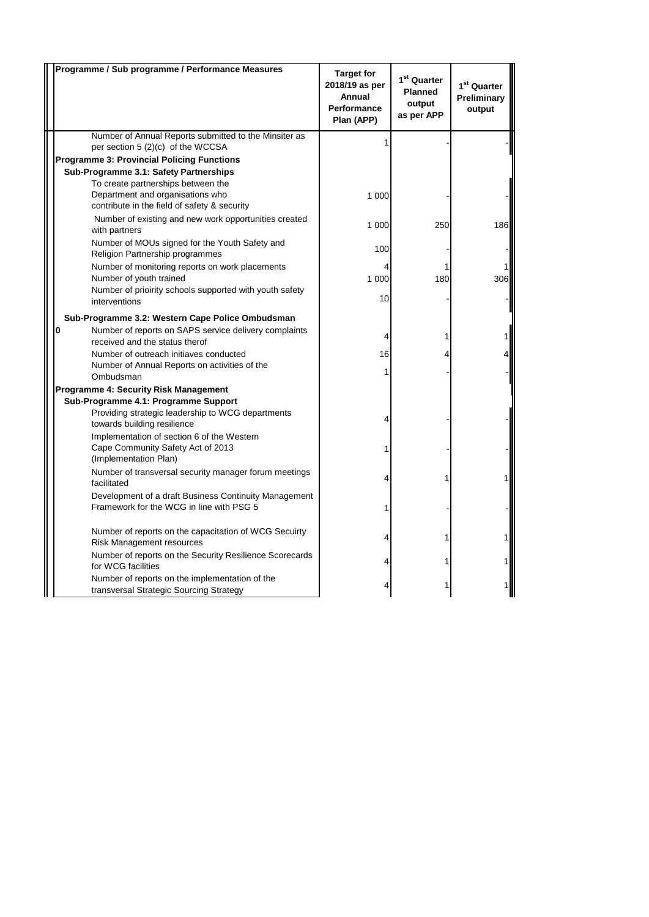| Programme / Sub programme / Performance Measures | Target for 2018/19 as per Annual Performance Plan (APP) | 1st Quarter Planned output as per APP | 1st Quarter Preliminary output |
|---|---|---|---|
| Number of Annual Reports submitted to the Minsiter as per section 5 (2)(c) of the WCCSA | 1 | - | - |
| **Programme 3: Provincial Policing Functions** | | | |
| **Sub-Programme 3.1: Safety Partnerships** | | | |
| To create partnerships between the Department and organisations who contribute in the field of safety & security | 1 000 | - | - |
| Number of existing and new work opportunities created with partners | 1 000 | 250 | 186 |
| Number of MOUs signed for the Youth Safety and Religion Partnership programmes | 100 | - | - |
| Number of monitoring reports on work placements | 4 | 1 | 1 |
| Number of youth trained | 1 000 | 180 | 306 |
| Number of prioirity schools supported with youth safety interventions | 10 | - | - |
| **Sub-Programme 3.2: Western Cape Police Ombudsman** | | | |
| **0** Number of reports on SAPS service delivery complaints received and the status therof | 4 | 1 | 1 |
| Number of outreach initiaves conducted | 16 | 4 | 4 |
| Number of Annual Reports on activities of the Ombudsman | 1 | - | - |
| **Programme 4: Security Risk Management** | | | |
| **Sub-Programme 4.1: Programme Support** | | | |
| Providing strategic leadership to WCG departments towards building resilience | 4 | - | - |
| Implementation of section 6 of the Western Cape Community Safety Act of 2013 (Implementation Plan) | 1 | - | - |
| Number of transversal security manager forum meetings facilitated | 4 | 1 | 1 |
| Development of a draft Business Continuity Management Framework for the WCG in line with PSG 5 | 1 | - | - |
| Number of reports on the capacitation of WCG Secuirty Risk Management resources | 4 | 1 | 1 |
| Number of reports on the Security Resilience Scorecards for WCG facilities | 4 | 1 | 1 |
| Number of reports on the implementation of the transversal Strategic Sourcing Strategy | 4 | 1 | 1 |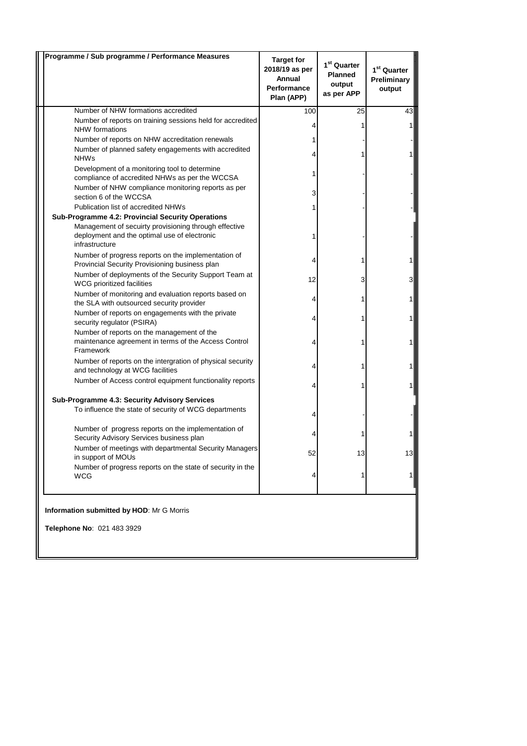| Programme / Sub programme / Performance Measures | Target for 2018/19 as per Annual Performance Plan (APP) | 1st Quarter Planned output as per APP | 1st Quarter Preliminary output |
|---|---|---|---|
| Number of NHW formations accredited | 100 | 25 | 43 |
| Number of reports on training sessions held for accredited NHW formations | 4 | 1 | 1 |
| Number of reports on NHW accreditation renewals | 1 | - | - |
| Number of planned safety engagements with accredited NHWs | 4 | 1 | 1 |
| Development of a monitoring tool to determine compliance of accredited NHWs as per the WCCSA | 1 | - | - |
| Number of NHW compliance monitoring reports as per section 6 of the WCCSA | 3 | - | - |
| Publication list of accredited NHWs | 1 | - | - |
| **Sub-Programme 4.2: Provincial Security Operations** | | | |
| Management of secuirty provisioning through effective deployment and the optimal use of electronic infrastructure | 1 | - | - |
| Number of progress reports on the implementation of Provincial Security Provisioning business plan | 4 | 1 | 1 |
| Number of deployments of the Security Support Team at WCG prioritized facilities | 12 | 3 | 3 |
| Number of monitoring and evaluation reports based on the SLA with outsourced security provider | 4 | 1 | 1 |
| Number of reports on engagements with the private security regulator (PSIRA) | 4 | 1 | 1 |
| Number of reports on the management of the maintenance agreement in terms of the Access Control Framework | 4 | 1 | 1 |
| Number of reports on the intergration of physical security and technology at WCG facilities | 4 | 1 | 1 |
| Number of Access control equipment functionality reports | 4 | 1 | 1 |
| **Sub-Programme 4.3: Security Advisory Services** | | | |
| To influence the state of security of WCG departments | 4 | - | - |
| Number of progress reports on the implementation of Security Advisory Services business plan | 4 | 1 | 1 |
| Number of meetings with departmental Security Managers in support of MOUs | 52 | 13 | 13 |
| Number of progress reports on the state of security in the WCG | 4 | 1 | 1 |

**Information submitted by HOD**: Mr G Morris

**Telephone No**: 021 483 3929